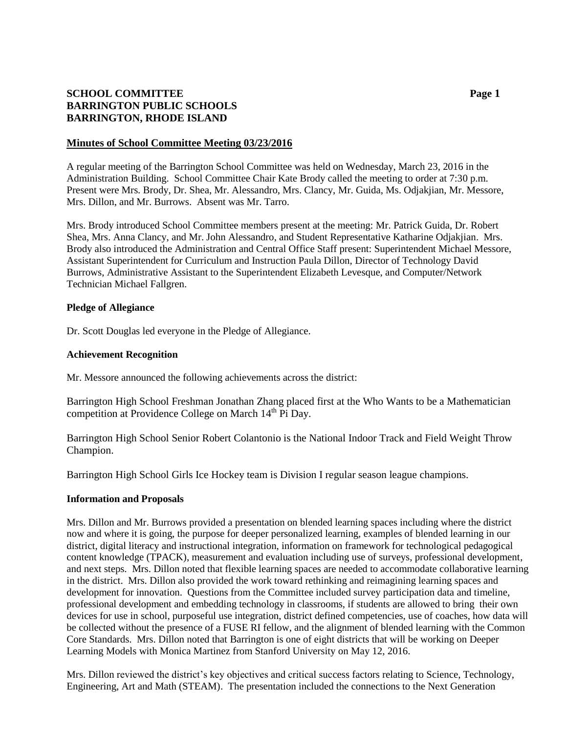**SCHOOL COMMITTEE**
**BARRINGTON PUBLIC SCHOOLS**
**BARRINGTON, RHODE ISLAND**

## Minutes of School Committee Meeting 03/23/2016

A regular meeting of the Barrington School Committee was held on Wednesday, March 23, 2016 in the Administration Building. School Committee Chair Kate Brody called the meeting to order at 7:30 p.m. Present were Mrs. Brody, Dr. Shea, Mr. Alessandro, Mrs. Clancy, Mr. Guida, Ms. Odjakjian, Mr. Messore, Mrs. Dillon, and Mr. Burrows. Absent was Mr. Tarro.

Mrs. Brody introduced School Committee members present at the meeting: Mr. Patrick Guida, Dr. Robert Shea, Mrs. Anna Clancy, and Mr. John Alessandro, and Student Representative Katharine Odjakjian. Mrs. Brody also introduced the Administration and Central Office Staff present: Superintendent Michael Messore, Assistant Superintendent for Curriculum and Instruction Paula Dillon, Director of Technology David Burrows, Administrative Assistant to the Superintendent Elizabeth Levesque, and Computer/Network Technician Michael Fallgren.

### Pledge of Allegiance

Dr. Scott Douglas led everyone in the Pledge of Allegiance.

### Achievement Recognition

Mr. Messore announced the following achievements across the district:

Barrington High School Freshman Jonathan Zhang placed first at the Who Wants to be a Mathematician competition at Providence College on March 14th Pi Day.

Barrington High School Senior Robert Colantonio is the National Indoor Track and Field Weight Throw Champion.

Barrington High School Girls Ice Hockey team is Division I regular season league champions.

### Information and Proposals

Mrs. Dillon and Mr. Burrows provided a presentation on blended learning spaces including where the district now and where it is going, the purpose for deeper personalized learning, examples of blended learning in our district, digital literacy and instructional integration, information on framework for technological pedagogical content knowledge (TPACK), measurement and evaluation including use of surveys, professional development, and next steps. Mrs. Dillon noted that flexible learning spaces are needed to accommodate collaborative learning in the district. Mrs. Dillon also provided the work toward rethinking and reimagining learning spaces and development for innovation. Questions from the Committee included survey participation data and timeline, professional development and embedding technology in classrooms, if students are allowed to bring their own devices for use in school, purposeful use integration, district defined competencies, use of coaches, how data will be collected without the presence of a FUSE RI fellow, and the alignment of blended learning with the Common Core Standards. Mrs. Dillon noted that Barrington is one of eight districts that will be working on Deeper Learning Models with Monica Martinez from Stanford University on May 12, 2016.

Mrs. Dillon reviewed the district's key objectives and critical success factors relating to Science, Technology, Engineering, Art and Math (STEAM). The presentation included the connections to the Next Generation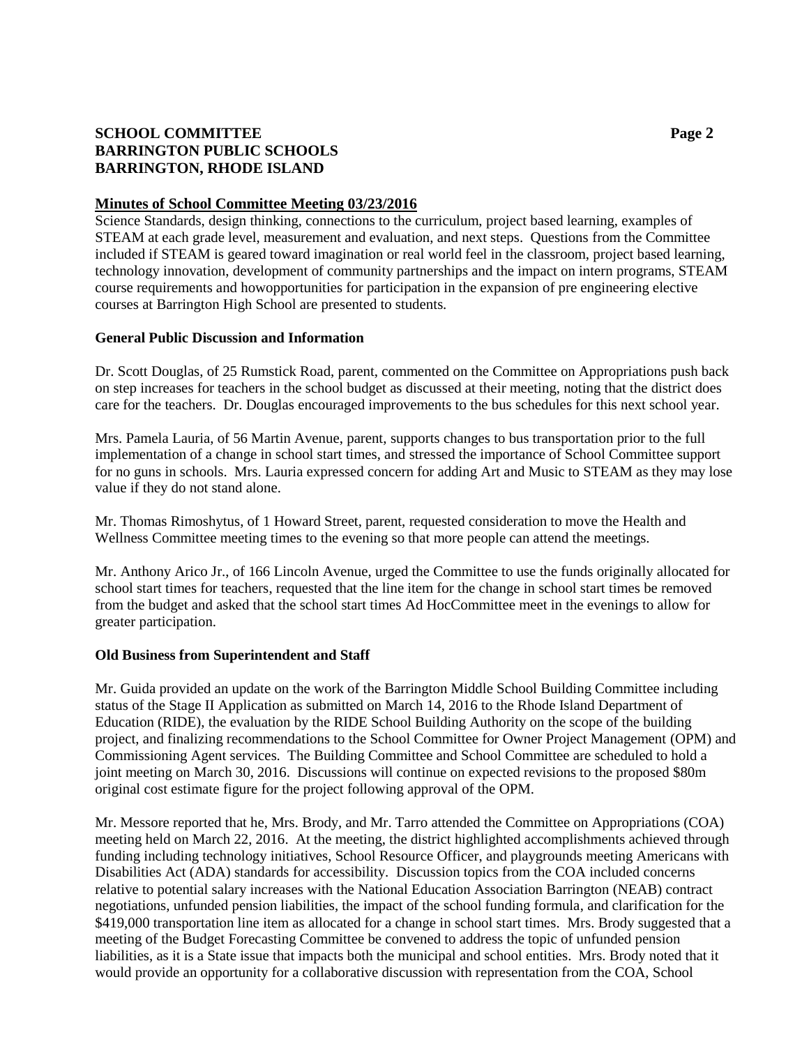## Minutes of School Committee Meeting 03/23/2016

Science Standards, design thinking, connections to the curriculum, project based learning, examples of STEAM at each grade level, measurement and evaluation, and next steps. Questions from the Committee included if STEAM is geared toward imagination or real world feel in the classroom, project based learning, technology innovation, development of community partnerships and the impact on intern programs, STEAM course requirements and howopportunities for participation in the expansion of pre engineering elective courses at Barrington High School are presented to students.

### General Public Discussion and Information

Dr. Scott Douglas, of 25 Rumstick Road, parent, commented on the Committee on Appropriations push back on step increases for teachers in the school budget as discussed at their meeting, noting that the district does care for the teachers. Dr. Douglas encouraged improvements to the bus schedules for this next school year.

Mrs. Pamela Lauria, of 56 Martin Avenue, parent, supports changes to bus transportation prior to the full implementation of a change in school start times, and stressed the importance of School Committee support for no guns in schools. Mrs. Lauria expressed concern for adding Art and Music to STEAM as they may lose value if they do not stand alone.

Mr. Thomas Rimoshytus, of 1 Howard Street, parent, requested consideration to move the Health and Wellness Committee meeting times to the evening so that more people can attend the meetings.

Mr. Anthony Arico Jr., of 166 Lincoln Avenue, urged the Committee to use the funds originally allocated for school start times for teachers, requested that the line item for the change in school start times be removed from the budget and asked that the school start times Ad HocCommittee meet in the evenings to allow for greater participation.

### Old Business from Superintendent and Staff

Mr. Guida provided an update on the work of the Barrington Middle School Building Committee including status of the Stage II Application as submitted on March 14, 2016 to the Rhode Island Department of Education (RIDE), the evaluation by the RIDE School Building Authority on the scope of the building project, and finalizing recommendations to the School Committee for Owner Project Management (OPM) and Commissioning Agent services. The Building Committee and School Committee are scheduled to hold a joint meeting on March 30, 2016. Discussions will continue on expected revisions to the proposed $80m original cost estimate figure for the project following approval of the OPM.

Mr. Messore reported that he, Mrs. Brody, and Mr. Tarro attended the Committee on Appropriations (COA) meeting held on March 22, 2016. At the meeting, the district highlighted accomplishments achieved through funding including technology initiatives, School Resource Officer, and playgrounds meeting Americans with Disabilities Act (ADA) standards for accessibility. Discussion topics from the COA included concerns relative to potential salary increases with the National Education Association Barrington (NEAB) contract negotiations, unfunded pension liabilities, the impact of the school funding formula, and clarification for the $419,000 transportation line item as allocated for a change in school start times. Mrs. Brody suggested that a meeting of the Budget Forecasting Committee be convened to address the topic of unfunded pension liabilities, as it is a State issue that impacts both the municipal and school entities. Mrs. Brody noted that it would provide an opportunity for a collaborative discussion with representation from the COA, School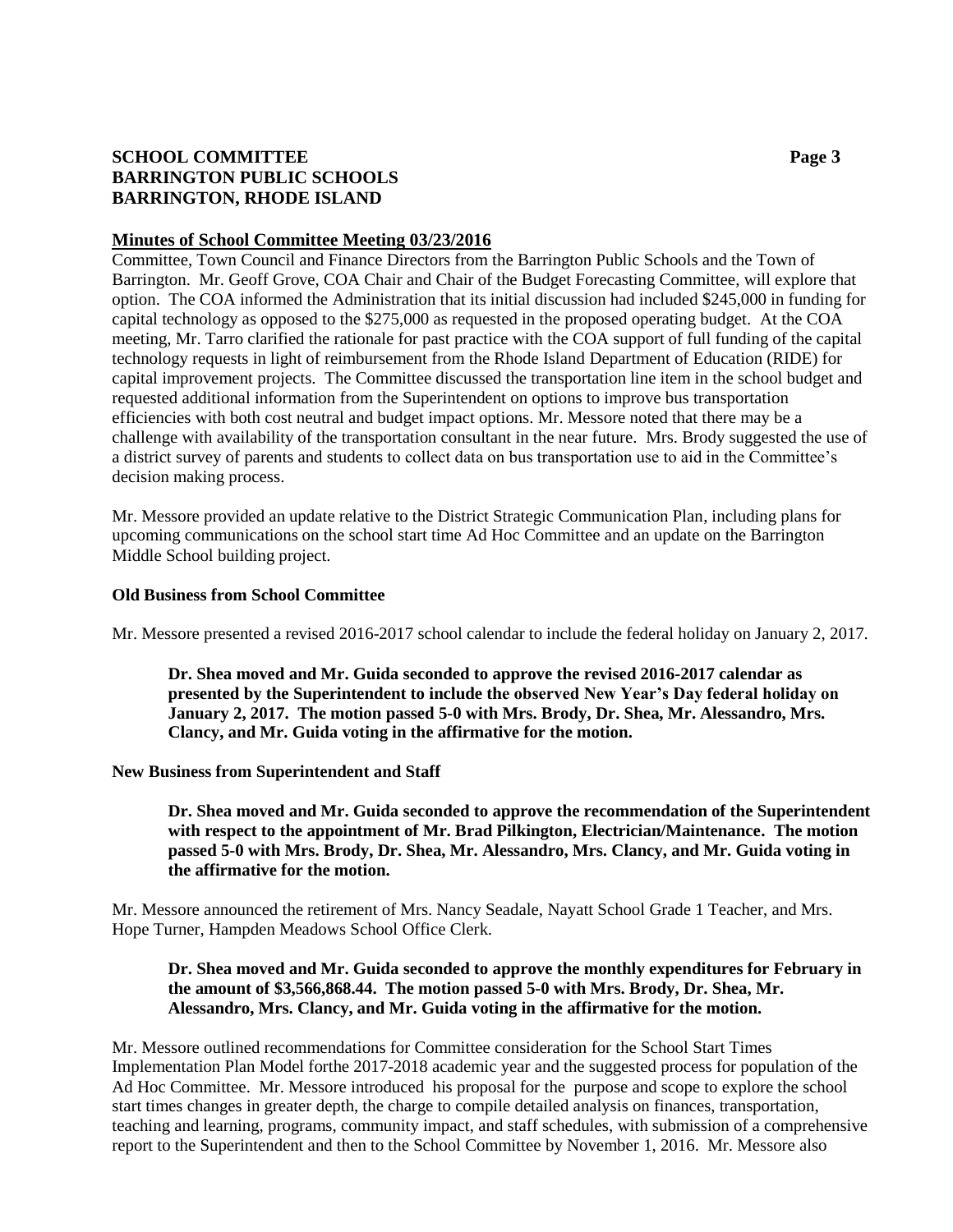**Minutes of School Committee Meeting 03/23/2016**

Committee, Town Council and Finance Directors from the Barrington Public Schools and the Town of Barrington. Mr. Geoff Grove, COA Chair and Chair of the Budget Forecasting Committee, will explore that option. The COA informed the Administration that its initial discussion had included $245,000 in funding for capital technology as opposed to the $275,000 as requested in the proposed operating budget. At the COA meeting, Mr. Tarro clarified the rationale for past practice with the COA support of full funding of the capital technology requests in light of reimbursement from the Rhode Island Department of Education (RIDE) for capital improvement projects. The Committee discussed the transportation line item in the school budget and requested additional information from the Superintendent on options to improve bus transportation efficiencies with both cost neutral and budget impact options. Mr. Messore noted that there may be a challenge with availability of the transportation consultant in the near future. Mrs. Brody suggested the use of a district survey of parents and students to collect data on bus transportation use to aid in the Committee's decision making process.

Mr. Messore provided an update relative to the District Strategic Communication Plan, including plans for upcoming communications on the school start time Ad Hoc Committee and an update on the Barrington Middle School building project.

**Old Business from School Committee**

Mr. Messore presented a revised 2016-2017 school calendar to include the federal holiday on January 2, 2017.

> **Dr. Shea moved and Mr. Guida seconded to approve the revised 2016-2017 calendar as presented by the Superintendent to include the observed New Year's Day federal holiday on January 2, 2017. The motion passed 5-0 with Mrs. Brody, Dr. Shea, Mr. Alessandro, Mrs. Clancy, and Mr. Guida voting in the affirmative for the motion.**

**New Business from Superintendent and Staff**

> **Dr. Shea moved and Mr. Guida seconded to approve the recommendation of the Superintendent with respect to the appointment of Mr. Brad Pilkington, Electrician/Maintenance. The motion passed 5-0 with Mrs. Brody, Dr. Shea, Mr. Alessandro, Mrs. Clancy, and Mr. Guida voting in the affirmative for the motion.**

Mr. Messore announced the retirement of Mrs. Nancy Seadale, Nayatt School Grade 1 Teacher, and Mrs. Hope Turner, Hampden Meadows School Office Clerk.

> **Dr. Shea moved and Mr. Guida seconded to approve the monthly expenditures for February in the amount of $3,566,868.44. The motion passed 5-0 with Mrs. Brody, Dr. Shea, Mr. Alessandro, Mrs. Clancy, and Mr. Guida voting in the affirmative for the motion.**

Mr. Messore outlined recommendations for Committee consideration for the School Start Times Implementation Plan Model forthe 2017-2018 academic year and the suggested process for population of the Ad Hoc Committee. Mr. Messore introduced his proposal for the purpose and scope to explore the school start times changes in greater depth, the charge to compile detailed analysis on finances, transportation, teaching and learning, programs, community impact, and staff schedules, with submission of a comprehensive report to the Superintendent and then to the School Committee by November 1, 2016. Mr. Messore also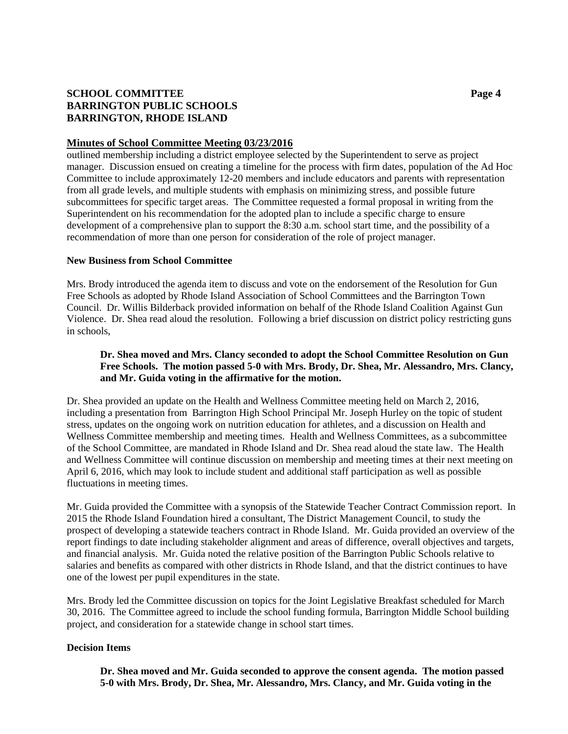**Minutes of School Committee Meeting 03/23/2016**

outlined membership including a district employee selected by the Superintendent to serve as project manager. Discussion ensued on creating a timeline for the process with firm dates, population of the Ad Hoc Committee to include approximately 12-20 members and include educators and parents with representation from all grade levels, and multiple students with emphasis on minimizing stress, and possible future subcommittees for specific target areas. The Committee requested a formal proposal in writing from the Superintendent on his recommendation for the adopted plan to include a specific charge to ensure development of a comprehensive plan to support the 8:30 a.m. school start time, and the possibility of a recommendation of more than one person for consideration of the role of project manager.

**New Business from School Committee**

Mrs. Brody introduced the agenda item to discuss and vote on the endorsement of the Resolution for Gun Free Schools as adopted by Rhode Island Association of School Committees and the Barrington Town Council. Dr. Willis Bilderback provided information on behalf of the Rhode Island Coalition Against Gun Violence. Dr. Shea read aloud the resolution. Following a brief discussion on district policy restricting guns in schools,

> **Dr. Shea moved and Mrs. Clancy seconded to adopt the School Committee Resolution on Gun Free Schools. The motion passed 5-0 with Mrs. Brody, Dr. Shea, Mr. Alessandro, Mrs. Clancy, and Mr. Guida voting in the affirmative for the motion.**

Dr. Shea provided an update on the Health and Wellness Committee meeting held on March 2, 2016, including a presentation from Barrington High School Principal Mr. Joseph Hurley on the topic of student stress, updates on the ongoing work on nutrition education for athletes, and a discussion on Health and Wellness Committee membership and meeting times. Health and Wellness Committees, as a subcommittee of the School Committee, are mandated in Rhode Island and Dr. Shea read aloud the state law. The Health and Wellness Committee will continue discussion on membership and meeting times at their next meeting on April 6, 2016, which may look to include student and additional staff participation as well as possible fluctuations in meeting times.

Mr. Guida provided the Committee with a synopsis of the Statewide Teacher Contract Commission report. In 2015 the Rhode Island Foundation hired a consultant, The District Management Council, to study the prospect of developing a statewide teachers contract in Rhode Island. Mr. Guida provided an overview of the report findings to date including stakeholder alignment and areas of difference, overall objectives and targets, and financial analysis. Mr. Guida noted the relative position of the Barrington Public Schools relative to salaries and benefits as compared with other districts in Rhode Island, and that the district continues to have one of the lowest per pupil expenditures in the state.

Mrs. Brody led the Committee discussion on topics for the Joint Legislative Breakfast scheduled for March 30, 2016. The Committee agreed to include the school funding formula, Barrington Middle School building project, and consideration for a statewide change in school start times.

**Decision Items**

> **Dr. Shea moved and Mr. Guida seconded to approve the consent agenda. The motion passed 5-0 with Mrs. Brody, Dr. Shea, Mr. Alessandro, Mrs. Clancy, and Mr. Guida voting in the**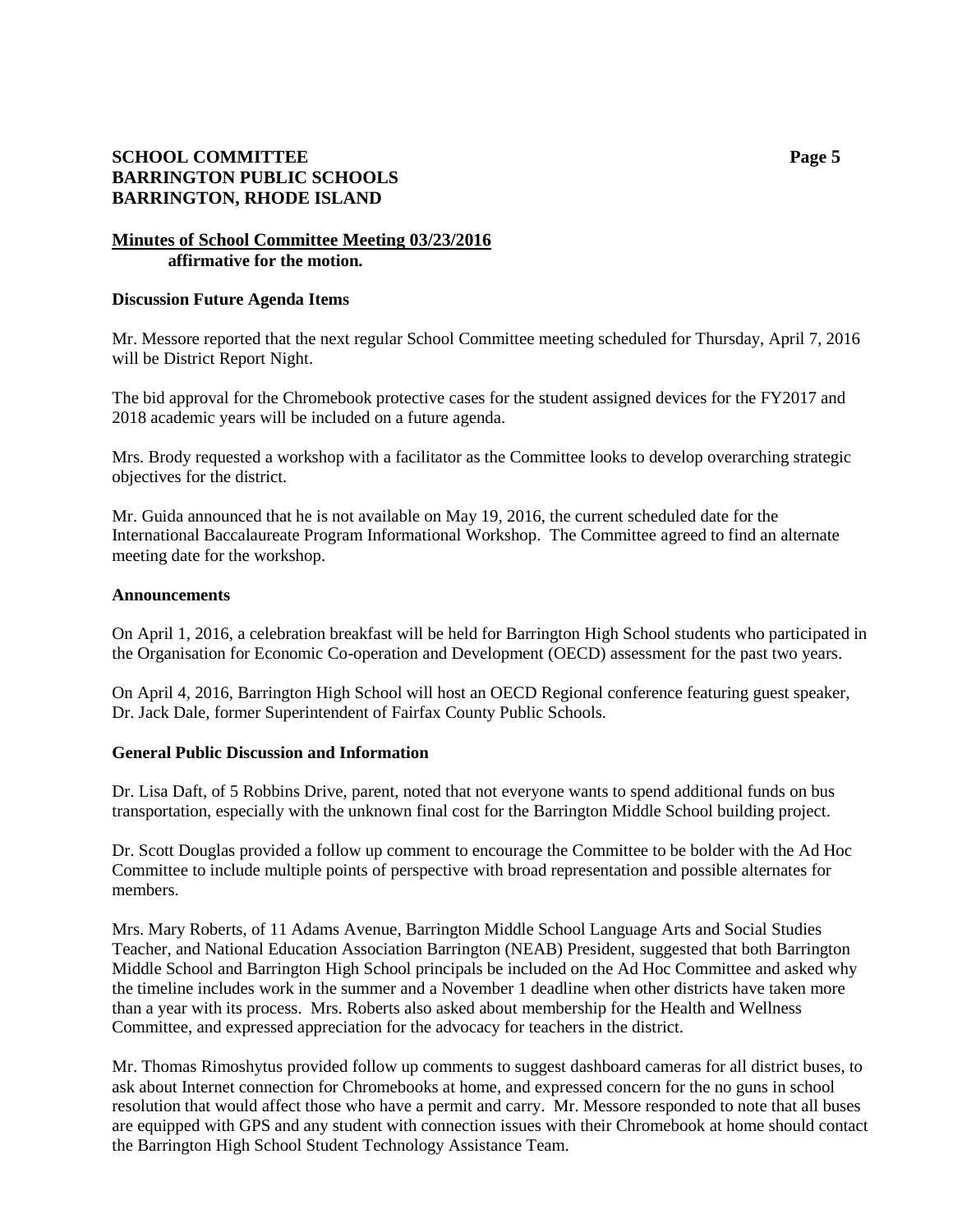**Minutes of School Committee Meeting 03/23/2016**

**affirmative for the motion.**

**Discussion Future Agenda Items**

Mr. Messore reported that the next regular School Committee meeting scheduled for Thursday, April 7, 2016 will be District Report Night.

The bid approval for the Chromebook protective cases for the student assigned devices for the FY2017 and 2018 academic years will be included on a future agenda.

Mrs. Brody requested a workshop with a facilitator as the Committee looks to develop overarching strategic objectives for the district.

Mr. Guida announced that he is not available on May 19, 2016, the current scheduled date for the International Baccalaureate Program Informational Workshop. The Committee agreed to find an alternate meeting date for the workshop.

**Announcements**

On April 1, 2016, a celebration breakfast will be held for Barrington High School students who participated in the Organisation for Economic Co-operation and Development (OECD) assessment for the past two years.

On April 4, 2016, Barrington High School will host an OECD Regional conference featuring guest speaker, Dr. Jack Dale, former Superintendent of Fairfax County Public Schools.

**General Public Discussion and Information**

Dr. Lisa Daft, of 5 Robbins Drive, parent, noted that not everyone wants to spend additional funds on bus transportation, especially with the unknown final cost for the Barrington Middle School building project.

Dr. Scott Douglas provided a follow up comment to encourage the Committee to be bolder with the Ad Hoc Committee to include multiple points of perspective with broad representation and possible alternates for members.

Mrs. Mary Roberts, of 11 Adams Avenue, Barrington Middle School Language Arts and Social Studies Teacher, and National Education Association Barrington (NEAB) President, suggested that both Barrington Middle School and Barrington High School principals be included on the Ad Hoc Committee and asked why the timeline includes work in the summer and a November 1 deadline when other districts have taken more than a year with its process. Mrs. Roberts also asked about membership for the Health and Wellness Committee, and expressed appreciation for the advocacy for teachers in the district.

Mr. Thomas Rimoshytus provided follow up comments to suggest dashboard cameras for all district buses, to ask about Internet connection for Chromebooks at home, and expressed concern for the no guns in school resolution that would affect those who have a permit and carry. Mr. Messore responded to note that all buses are equipped with GPS and any student with connection issues with their Chromebook at home should contact the Barrington High School Student Technology Assistance Team.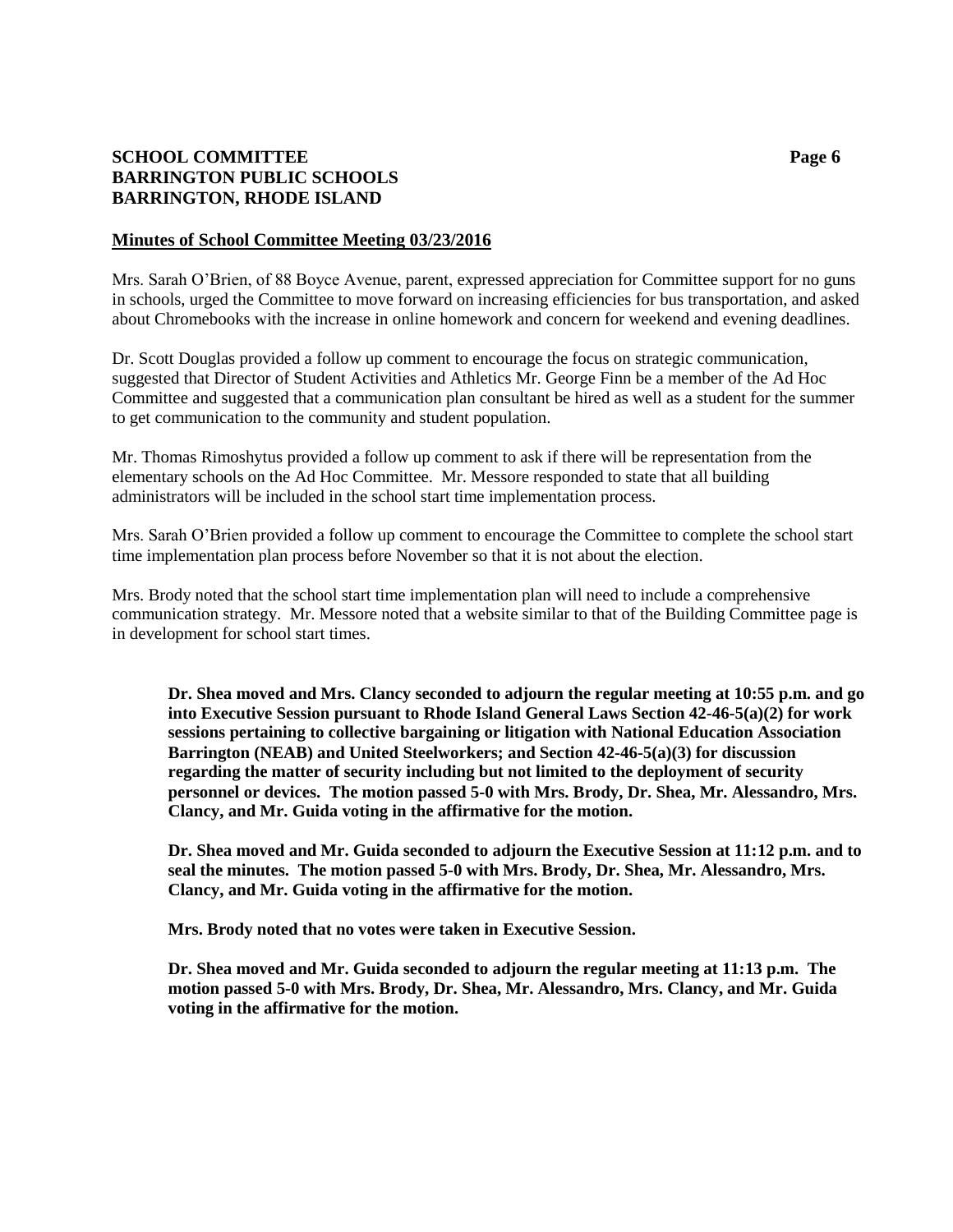## Minutes of School Committee Meeting 03/23/2016

Mrs. Sarah O'Brien, of 88 Boyce Avenue, parent, expressed appreciation for Committee support for no guns in schools, urged the Committee to move forward on increasing efficiencies for bus transportation, and asked about Chromebooks with the increase in online homework and concern for weekend and evening deadlines.

Dr. Scott Douglas provided a follow up comment to encourage the focus on strategic communication, suggested that Director of Student Activities and Athletics Mr. George Finn be a member of the Ad Hoc Committee and suggested that a communication plan consultant be hired as well as a student for the summer to get communication to the community and student population.

Mr. Thomas Rimoshytus provided a follow up comment to ask if there will be representation from the elementary schools on the Ad Hoc Committee. Mr. Messore responded to state that all building administrators will be included in the school start time implementation process.

Mrs. Sarah O'Brien provided a follow up comment to encourage the Committee to complete the school start time implementation plan process before November so that it is not about the election.

Mrs. Brody noted that the school start time implementation plan will need to include a comprehensive communication strategy. Mr. Messore noted that a website similar to that of the Building Committee page is in development for school start times.

**Dr. Shea moved and Mrs. Clancy seconded to adjourn the regular meeting at 10:55 p.m. and go into Executive Session pursuant to Rhode Island General Laws Section 42-46-5(a)(2) for work sessions pertaining to collective bargaining or litigation with National Education Association Barrington (NEAB) and United Steelworkers; and Section 42-46-5(a)(3) for discussion regarding the matter of security including but not limited to the deployment of security personnel or devices. The motion passed 5-0 with Mrs. Brody, Dr. Shea, Mr. Alessandro, Mrs. Clancy, and Mr. Guida voting in the affirmative for the motion.**

**Dr. Shea moved and Mr. Guida seconded to adjourn the Executive Session at 11:12 p.m. and to seal the minutes. The motion passed 5-0 with Mrs. Brody, Dr. Shea, Mr. Alessandro, Mrs. Clancy, and Mr. Guida voting in the affirmative for the motion.**

**Mrs. Brody noted that no votes were taken in Executive Session.**

**Dr. Shea moved and Mr. Guida seconded to adjourn the regular meeting at 11:13 p.m. The motion passed 5-0 with Mrs. Brody, Dr. Shea, Mr. Alessandro, Mrs. Clancy, and Mr. Guida voting in the affirmative for the motion.**